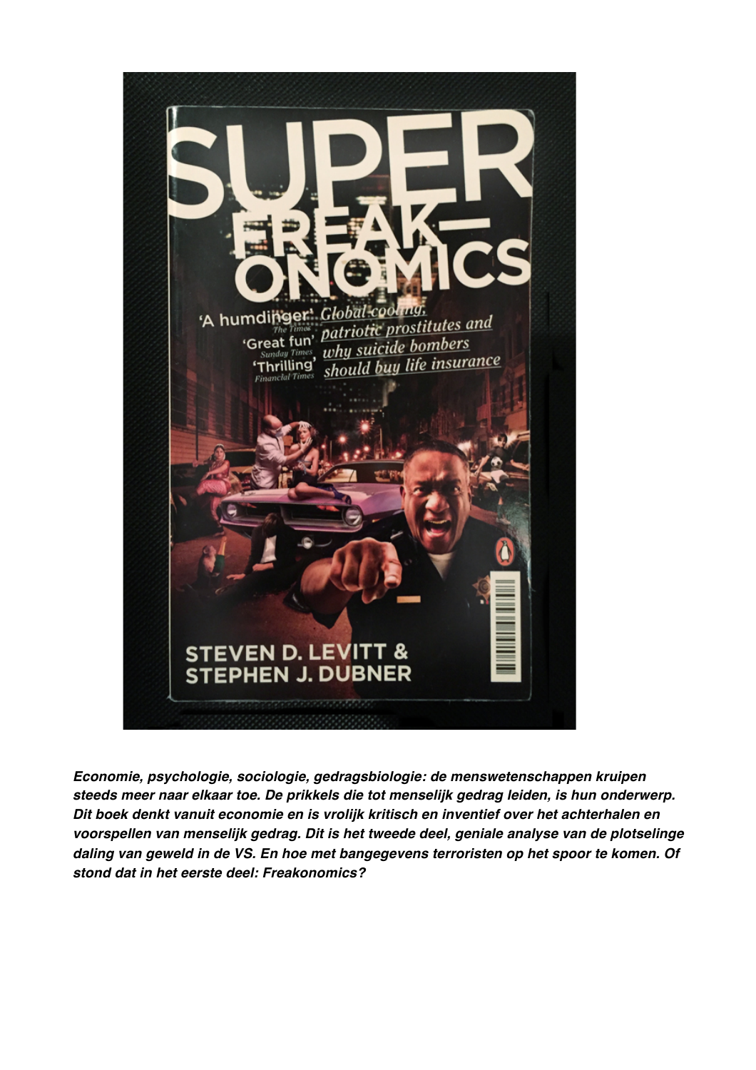***Economie, psychologie, sociologie, gedragsbiologie: de menswetenschappen kruipen steeds meer naar elkaar toe. De prikkels die tot menselijk gedrag leiden, is hun onderwerp. Dit boek denkt vanuit economie en is vrolijk kritisch en inventief over het achterhalen en voorspellen van menselijk gedrag. Dit is het tweede deel, geniale analyse van de plotselinge daling van geweld in de VS. En hoe met bangegevens terroristen op het spoor te komen. Of stond dat in het eerste deel: Freakonomics?***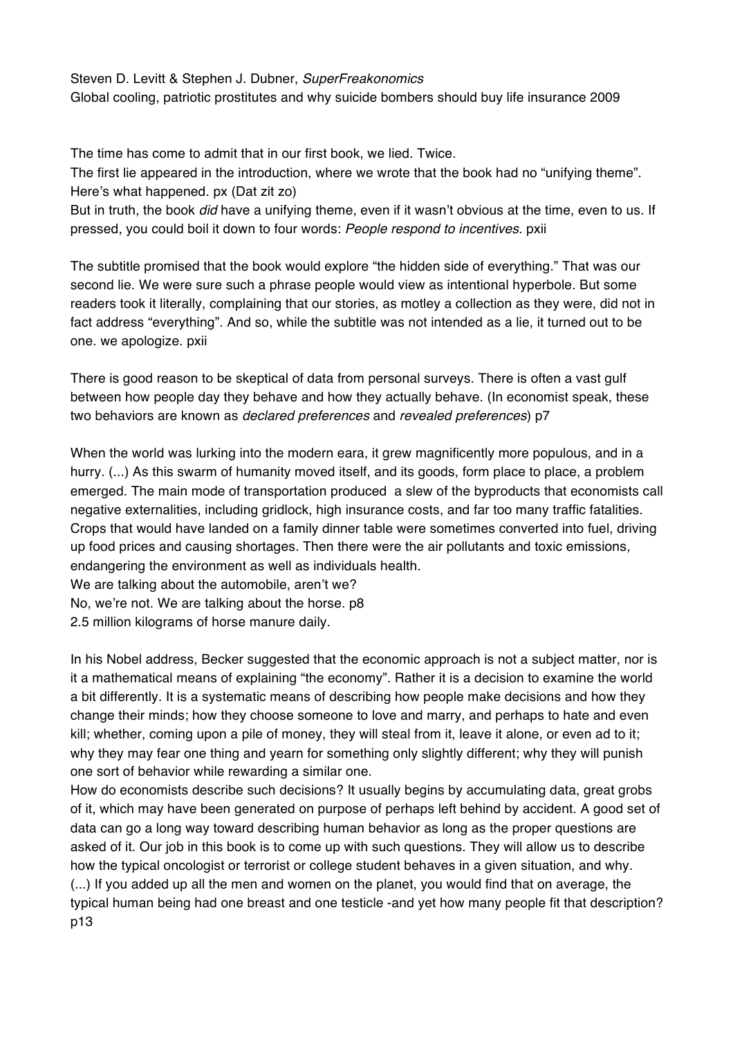Steven D. Levitt & Stephen J. Dubner, *SuperFreakonomics*

Global cooling, patriotic prostitutes and why suicide bombers should buy life insurance 2009

The time has come to admit that in our first book, we lied. Twice.

The first lie appeared in the introduction, where we wrote that the book had no "unifying theme". Here's what happened. px (Dat zit zo)

But in truth, the book *did* have a unifying theme, even if it wasn't obvious at the time, even to us. If pressed, you could boil it down to four words: *People respond to incentives*. pxii

The subtitle promised that the book would explore "the hidden side of everything." That was our second lie. We were sure such a phrase people would view as intentional hyperbole. But some readers took it literally, complaining that our stories, as motley a collection as they were, did not in fact address "everything". And so, while the subtitle was not intended as a lie, it turned out to be one. we apologize. pxii

There is good reason to be skeptical of data from personal surveys. There is often a vast gulf between how people day they behave and how they actually behave. (In economist speak, these two behaviors are known as *declared preferences* and *revealed preferences*) p7

When the world was lurking into the modern eara, it grew magnificently more populous, and in a hurry. (...) As this swarm of humanity moved itself, and its goods, form place to place, a problem emerged. The main mode of transportation produced a slew of the byproducts that economists call negative externalities, including gridlock, high insurance costs, and far too many traffic fatalities. Crops that would have landed on a family dinner table were sometimes converted into fuel, driving up food prices and causing shortages. Then there were the air pollutants and toxic emissions, endangering the environment as well as individuals health.

We are talking about the automobile, aren't we?

No, we're not. We are talking about the horse. p8

2.5 million kilograms of horse manure daily.

In his Nobel address, Becker suggested that the economic approach is not a subject matter, nor is it a mathematical means of explaining "the economy". Rather it is a decision to examine the world a bit differently. It is a systematic means of describing how people make decisions and how they change their minds; how they choose someone to love and marry, and perhaps to hate and even kill; whether, coming upon a pile of money, they will steal from it, leave it alone, or even ad to it; why they may fear one thing and yearn for something only slightly different; why they will punish one sort of behavior while rewarding a similar one.

How do economists describe such decisions? It usually begins by accumulating data, great grobs of it, which may have been generated on purpose of perhaps left behind by accident. A good set of data can go a long way toward describing human behavior as long as the proper questions are asked of it. Our job in this book is to come up with such questions. They will allow us to describe how the typical oncologist or terrorist or college student behaves in a given situation, and why. (...) If you added up all the men and women on the planet, you would find that on average, the typical human being had one breast and one testicle -and yet how many people fit that description? p13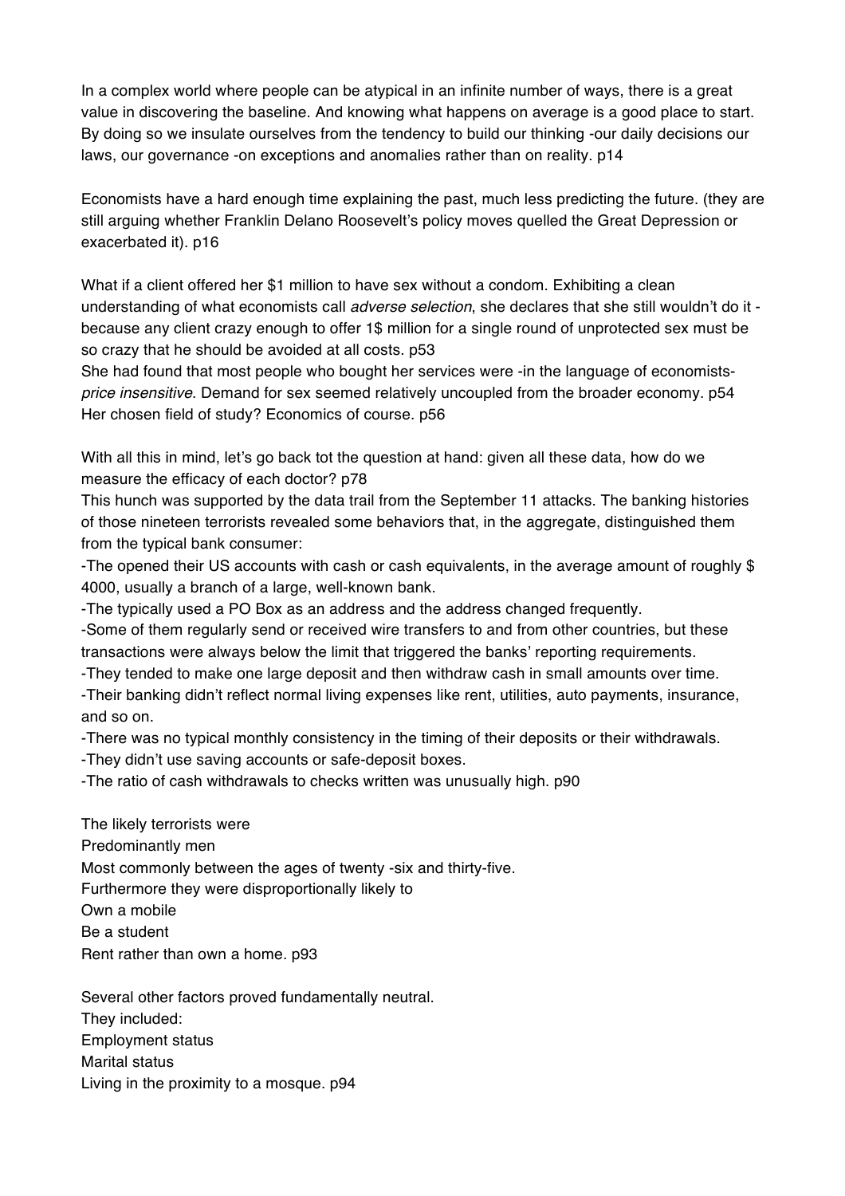In a complex world where people can be atypical in an infinite number of ways, there is a great value in discovering the baseline. And knowing what happens on average is a good place to start. By doing so we insulate ourselves from the tendency to build our thinking -our daily decisions our laws, our governance -on exceptions and anomalies rather than on reality. p14

Economists have a hard enough time explaining the past, much less predicting the future. (they are still arguing whether Franklin Delano Roosevelt's policy moves quelled the Great Depression or exacerbated it). p16

What if a client offered her $1 million to have sex without a condom. Exhibiting a clean understanding of what economists call *adverse selection*, she declares that she still wouldn't do it - because any client crazy enough to offer 1$ million for a single round of unprotected sex must be so crazy that he should be avoided at all costs. p53

She had found that most people who bought her services were -in the language of economists- *price insensitive*. Demand for sex seemed relatively uncoupled from the broader economy. p54

Her chosen field of study? Economics of course. p56

With all this in mind, let's go back tot the question at hand: given all these data, how do we measure the efficacy of each doctor? p78

This hunch was supported by the data trail from the September 11 attacks. The banking histories of those nineteen terrorists revealed some behaviors that, in the aggregate, distinguished them from the typical bank consumer:

-The opened their US accounts with cash or cash equivalents, in the average amount of roughly $ 4000, usually a branch of a large, well-known bank.

-The typically used a PO Box as an address and the address changed frequently.

-Some of them regularly send or received wire transfers to and from other countries, but these transactions were always below the limit that triggered the banks' reporting requirements.

-They tended to make one large deposit and then withdraw cash in small amounts over time.

-Their banking didn't reflect normal living expenses like rent, utilities, auto payments, insurance, and so on.

-There was no typical monthly consistency in the timing of their deposits or their withdrawals.

-They didn't use saving accounts or safe-deposit boxes.

-The ratio of cash withdrawals to checks written was unusually high. p90

The likely terrorists were
Predominantly men
Most commonly between the ages of twenty -six and thirty-five.
Furthermore they were disproportionally likely to
Own a mobile
Be a student
Rent rather than own a home. p93

Several other factors proved fundamentally neutral.
They included:
Employment status
Marital status
Living in the proximity to a mosque. p94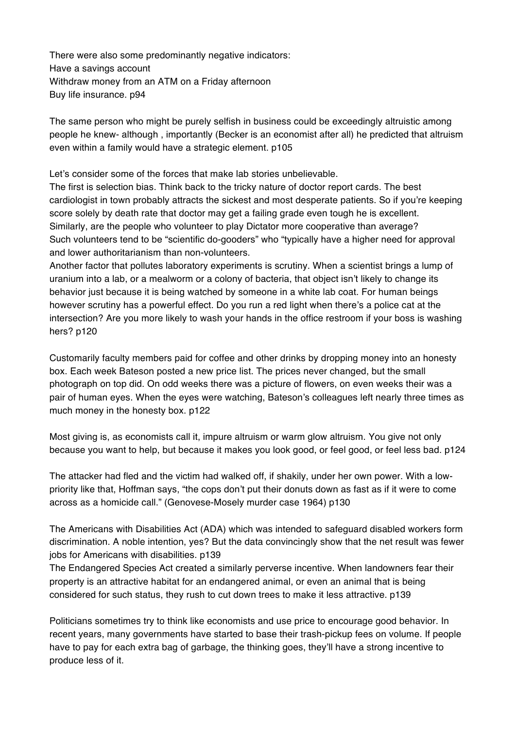There were also some predominantly negative indicators:
Have a savings account
Withdraw money from an ATM on a Friday afternoon
Buy life insurance. p94

The same person who might be purely selfish in business could be exceedingly altruistic among people he knew- although , importantly (Becker is an economist after all) he predicted that altruism even within a family would have a strategic element. p105

Let's consider some of the forces that make lab stories unbelievable.
The first is selection bias. Think back to the tricky nature of doctor report cards. The best cardiologist in town probably attracts the sickest and most desperate patients. So if you're keeping score solely by death rate that doctor may get a failing grade even tough he is excellent.
Similarly, are the people who volunteer to play Dictator more cooperative than average?
Such volunteers tend to be "scientific do-gooders" who "typically have a higher need for approval and lower authoritarianism than non-volunteers.
Another factor that pollutes laboratory experiments is scrutiny. When a scientist brings a lump of uranium into a lab, or a mealworm or a colony of bacteria, that object isn't likely to change its behavior just because it is being watched by someone in a white lab coat. For human beings however scrutiny has a powerful effect. Do you run a red light when there's a police cat at the intersection? Are you more likely to wash your hands in the office restroom if your boss is washing hers? p120

Customarily faculty members paid for coffee and other drinks by dropping money into an honesty box. Each week Bateson posted a new price list. The prices never changed, but the small photograph on top did. On odd weeks there was a picture of flowers, on even weeks their was a pair of human eyes. When the eyes were watching, Bateson's colleagues left nearly three times as much money in the honesty box. p122

Most giving is, as economists call it, impure altruism or warm glow altruism. You give not only because you want to help, but because it makes you look good, or feel good, or feel less bad. p124

The attacker had fled and the victim had walked off, if shakily, under her own power. With a low-priority like that, Hoffman says, "the cops don't put their donuts down as fast as if it were to come across as a homicide call." (Genovese-Mosely murder case 1964) p130

The Americans with Disabilities Act (ADA) which was intended to safeguard disabled workers form discrimination. A noble intention, yes? But the data convincingly show that the net result was fewer jobs for Americans with disabilities. p139
The Endangered Species Act created a similarly perverse incentive. When landowners fear their property is an attractive habitat for an endangered animal, or even an animal that is being considered for such status, they rush to cut down trees to make it less attractive. p139

Politicians sometimes try to think like economists and use price to encourage good behavior. In recent years, many governments have started to base their trash-pickup fees on volume. If people have to pay for each extra bag of garbage, the thinking goes, they'll have a strong incentive to produce less of it.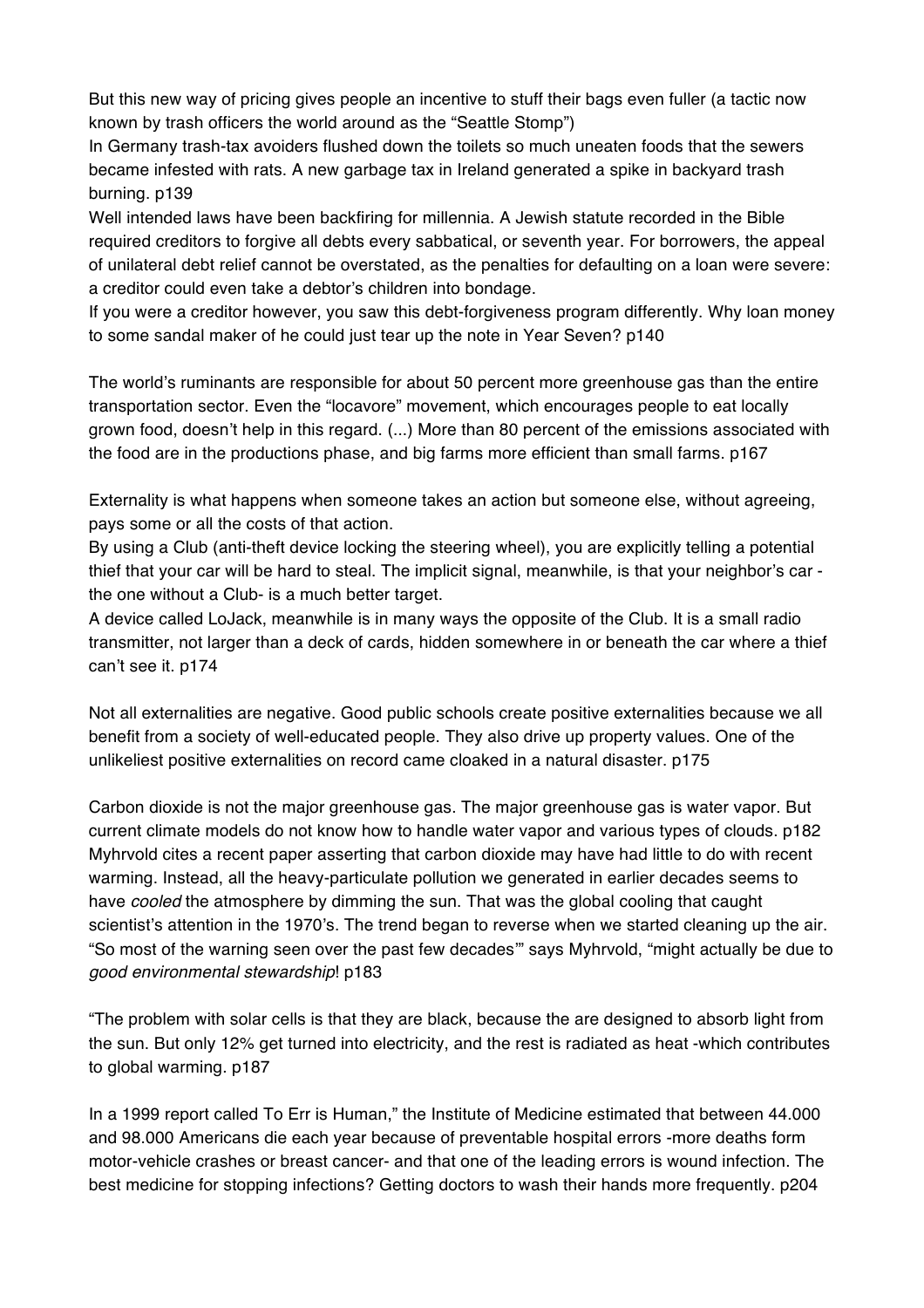But this new way of pricing gives people an incentive to stuff their bags even fuller (a tactic now known by trash officers the world around as the "Seattle Stomp")
In Germany trash-tax avoiders flushed down the toilets so much uneaten foods that the sewers became infested with rats. A new garbage tax in Ireland generated a spike in backyard trash burning. p139
Well intended laws have been backfiring for millennia. A Jewish statute recorded in the Bible required creditors to forgive all debts every sabbatical, or seventh year. For borrowers, the appeal of unilateral debt relief cannot be overstated, as the penalties for defaulting on a loan were severe: a creditor could even take a debtor's children into bondage.
If you were a creditor however, you saw this debt-forgiveness program differently. Why loan money to some sandal maker of he could just tear up the note in Year Seven? p140

The world's ruminants are responsible for about 50 percent more greenhouse gas than the entire transportation sector. Even the "locavore" movement, which encourages people to eat locally grown food, doesn't help in this regard. (...) More than 80 percent of the emissions associated with the food are in the productions phase, and big farms more efficient than small farms. p167

Externality is what happens when someone takes an action but someone else, without agreeing, pays some or all the costs of that action.
By using a Club (anti-theft device locking the steering wheel), you are explicitly telling a potential thief that your car will be hard to steal. The implicit signal, meanwhile, is that your neighbor's car - the one without a Club- is a much better target.
A device called LoJack, meanwhile is in many ways the opposite of the Club. It is a small radio transmitter, not larger than a deck of cards, hidden somewhere in or beneath the car where a thief can't see it. p174

Not all externalities are negative. Good public schools create positive externalities because we all benefit from a society of well-educated people. They also drive up property values. One of the unlikeliest positive externalities on record came cloaked in a natural disaster. p175

Carbon dioxide is not the major greenhouse gas. The major greenhouse gas is water vapor. But current climate models do not know how to handle water vapor and various types of clouds. p182
Myhrvold cites a recent paper asserting that carbon dioxide may have had little to do with recent warming. Instead, all the heavy-particulate pollution we generated in earlier decades seems to have *cooled* the atmosphere by dimming the sun. That was the global cooling that caught scientist's attention in the 1970's. The trend began to reverse when we started cleaning up the air. "So most of the warning seen over the past few decades'" says Myhrvold, "might actually be due to *good environmental stewardship*! p183

"The problem with solar cells is that they are black, because the are designed to absorb light from the sun. But only 12% get turned into electricity, and the rest is radiated as heat -which contributes to global warming. p187

In a 1999 report called To Err is Human," the Institute of Medicine estimated that between 44.000 and 98.000 Americans die each year because of preventable hospital errors -more deaths form motor-vehicle crashes or breast cancer- and that one of the leading errors is wound infection. The best medicine for stopping infections? Getting doctors to wash their hands more frequently. p204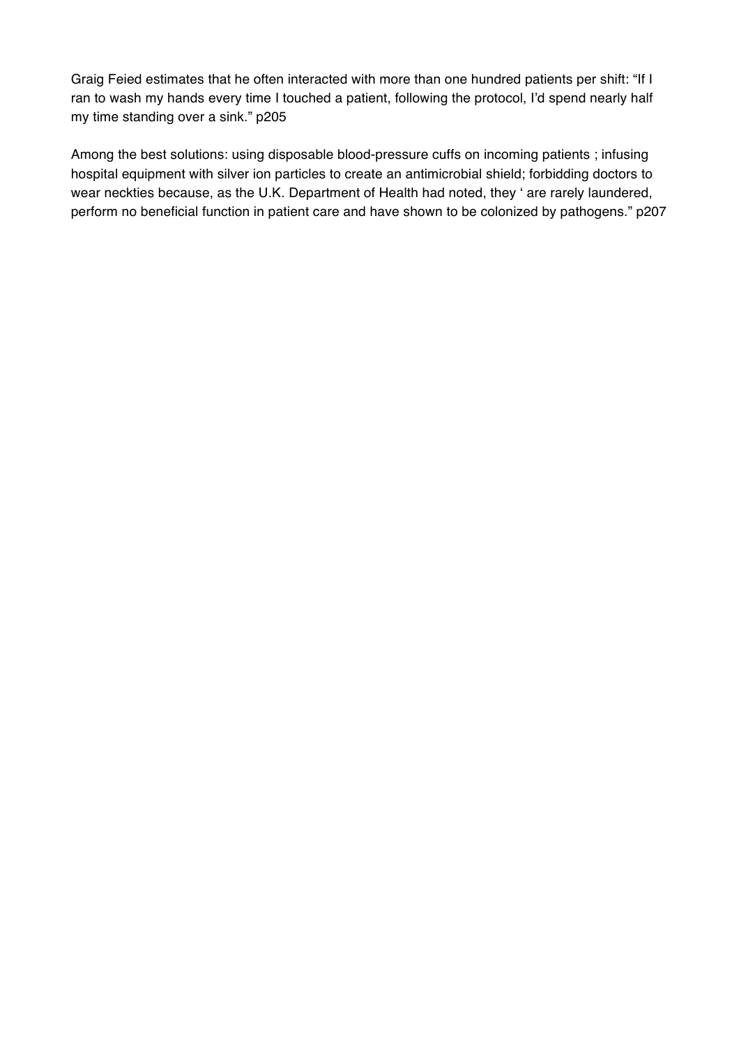Graig Feied estimates that he often interacted with more than one hundred patients per shift: “If I ran to wash my hands every time I touched a patient, following the protocol, I’d spend nearly half my time standing over a sink.” p205

Among the best solutions: using disposable blood-pressure cuffs on incoming patients ; infusing hospital equipment with silver ion particles to create an antimicrobial shield; forbidding doctors to wear neckties because, as the U.K. Department of Health had noted, they ‘ are rarely laundered, perform no beneficial function in patient care and have shown to be colonized by pathogens.” p207